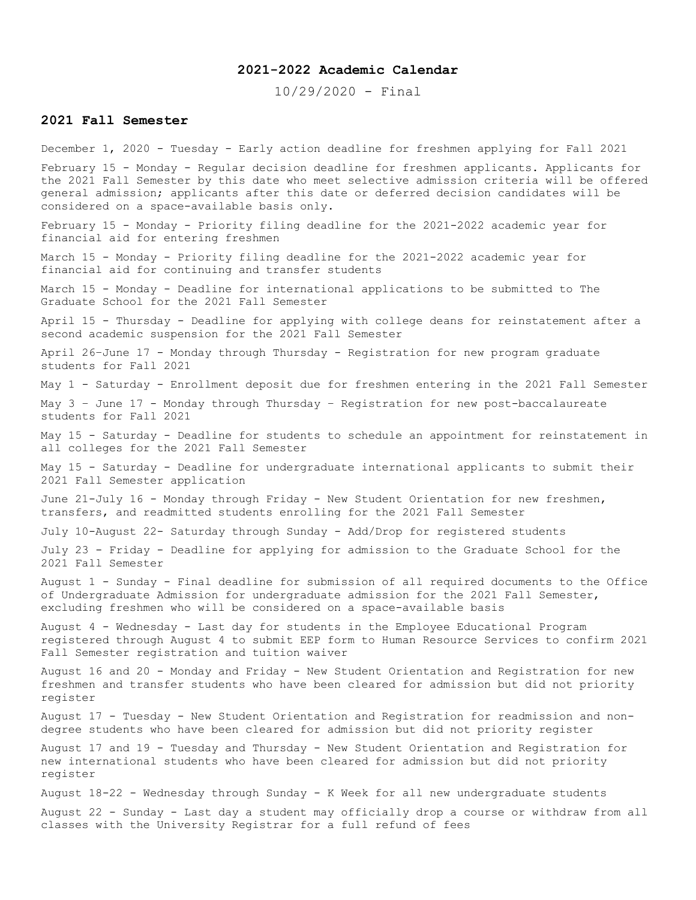# 2021-2022 Academic Calendar

10/29/2020 - Final

## 2021 Fall Semester

December 1, 2020 - Tuesday - Early action deadline for freshmen applying for Fall 2021

February 15 - Monday - Regular decision deadline for freshmen applicants. Applicants for the 2021 Fall Semester by this date who meet selective admission criteria will be offered general admission; applicants after this date or deferred decision candidates will be considered on a space-available basis only.

February 15 - Monday - Priority filing deadline for the 2021-2022 academic year for financial aid for entering freshmen

March 15 - Monday - Priority filing deadline for the 2021-2022 academic year for financial aid for continuing and transfer students

March 15 - Monday - Deadline for international applications to be submitted to The Graduate School for the 2021 Fall Semester

April 15 - Thursday - Deadline for applying with college deans for reinstatement after a second academic suspension for the 2021 Fall Semester

April 26–June 17 - Monday through Thursday - Registration for new program graduate students for Fall 2021

May 1 - Saturday - Enrollment deposit due for freshmen entering in the 2021 Fall Semester

May 3 – June 17 - Monday through Thursday – Registration for new post-baccalaureate students for Fall 2021

May 15 - Saturday - Deadline for students to schedule an appointment for reinstatement in all colleges for the 2021 Fall Semester

May 15 - Saturday - Deadline for undergraduate international applicants to submit their 2021 Fall Semester application

June 21-July 16 - Monday through Friday - New Student Orientation for new freshmen, transfers, and readmitted students enrolling for the 2021 Fall Semester

July 10-August 22- Saturday through Sunday - Add/Drop for registered students

July 23 - Friday - Deadline for applying for admission to the Graduate School for the 2021 Fall Semester

August 1 - Sunday - Final deadline for submission of all required documents to the Office of Undergraduate Admission for undergraduate admission for the 2021 Fall Semester, excluding freshmen who will be considered on a space-available basis

August 4 - Wednesday - Last day for students in the Employee Educational Program registered through August 4 to submit EEP form to Human Resource Services to confirm 2021 Fall Semester registration and tuition waiver

August 16 and 20 - Monday and Friday - New Student Orientation and Registration for new freshmen and transfer students who have been cleared for admission but did not priority register

August 17 - Tuesday - New Student Orientation and Registration for readmission and non-degree students who have been cleared for admission but did not priority register

August 17 and 19 - Tuesday and Thursday - New Student Orientation and Registration for new international students who have been cleared for admission but did not priority register

August 18-22 - Wednesday through Sunday - K Week for all new undergraduate students

August 22 - Sunday - Last day a student may officially drop a course or withdraw from all classes with the University Registrar for a full refund of fees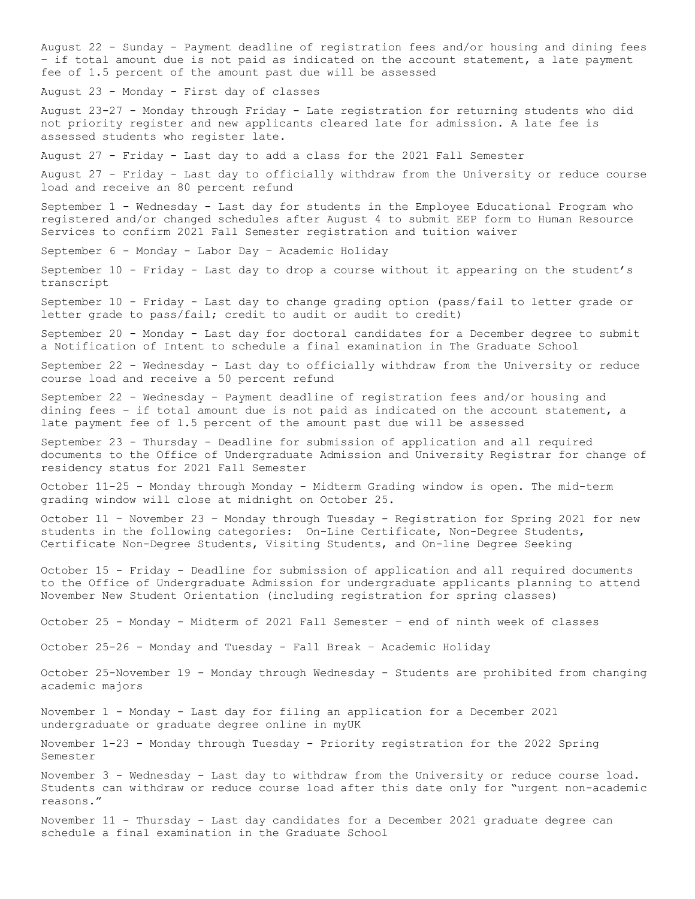August 22 - Sunday - Payment deadline of registration fees and/or housing and dining fees – if total amount due is not paid as indicated on the account statement, a late payment fee of 1.5 percent of the amount past due will be assessed

August 23 - Monday - First day of classes

August 23-27 - Monday through Friday - Late registration for returning students who did not priority register and new applicants cleared late for admission. A late fee is assessed students who register late.

August 27 - Friday - Last day to add a class for the 2021 Fall Semester

August 27 - Friday - Last day to officially withdraw from the University or reduce course load and receive an 80 percent refund

September 1 - Wednesday - Last day for students in the Employee Educational Program who registered and/or changed schedules after August 4 to submit EEP form to Human Resource Services to confirm 2021 Fall Semester registration and tuition waiver

September 6 - Monday - Labor Day – Academic Holiday

September 10 - Friday - Last day to drop a course without it appearing on the student's transcript

September 10 - Friday - Last day to change grading option (pass/fail to letter grade or letter grade to pass/fail; credit to audit or audit to credit)

September 20 - Monday - Last day for doctoral candidates for a December degree to submit a Notification of Intent to schedule a final examination in The Graduate School

September 22 - Wednesday - Last day to officially withdraw from the University or reduce course load and receive a 50 percent refund

September 22 - Wednesday - Payment deadline of registration fees and/or housing and dining fees – if total amount due is not paid as indicated on the account statement, a late payment fee of 1.5 percent of the amount past due will be assessed

September 23 - Thursday - Deadline for submission of application and all required documents to the Office of Undergraduate Admission and University Registrar for change of residency status for 2021 Fall Semester

October 11-25 - Monday through Monday - Midterm Grading window is open. The mid-term grading window will close at midnight on October 25.

October 11 – November 23 – Monday through Tuesday - Registration for Spring 2021 for new students in the following categories: On-Line Certificate, Non-Degree Students, Certificate Non-Degree Students, Visiting Students, and On-line Degree Seeking

October 15 - Friday - Deadline for submission of application and all required documents to the Office of Undergraduate Admission for undergraduate applicants planning to attend November New Student Orientation (including registration for spring classes)

October 25 - Monday - Midterm of 2021 Fall Semester – end of ninth week of classes

October 25-26 - Monday and Tuesday - Fall Break – Academic Holiday

October 25-November 19 - Monday through Wednesday - Students are prohibited from changing academic majors

November 1 - Monday - Last day for filing an application for a December 2021 undergraduate or graduate degree online in myUK

November 1-23 - Monday through Tuesday - Priority registration for the 2022 Spring Semester

November 3 - Wednesday - Last day to withdraw from the University or reduce course load. Students can withdraw or reduce course load after this date only for "urgent non-academic reasons."

November 11 - Thursday - Last day candidates for a December 2021 graduate degree can schedule a final examination in the Graduate School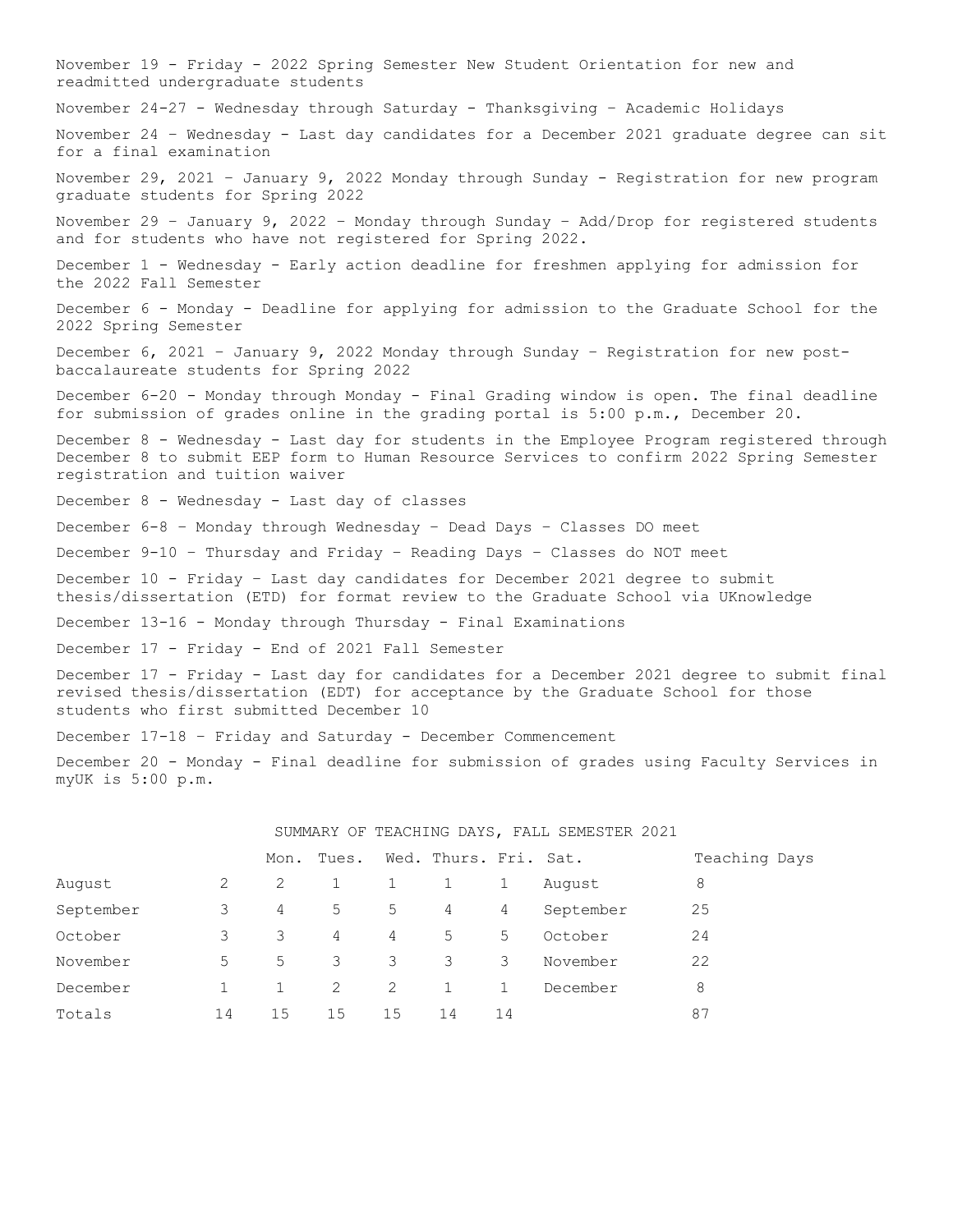November 19 - Friday - 2022 Spring Semester New Student Orientation for new and readmitted undergraduate students

November 24-27 - Wednesday through Saturday - Thanksgiving – Academic Holidays

November 24 – Wednesday - Last day candidates for a December 2021 graduate degree can sit for a final examination

November 29, 2021 – January 9, 2022 Monday through Sunday - Registration for new program graduate students for Spring 2022

November 29 – January 9, 2022 – Monday through Sunday – Add/Drop for registered students and for students who have not registered for Spring 2022.

December 1 - Wednesday - Early action deadline for freshmen applying for admission for the 2022 Fall Semester

December 6 - Monday - Deadline for applying for admission to the Graduate School for the 2022 Spring Semester

December 6, 2021 – January 9, 2022 Monday through Sunday – Registration for new post-baccalaureate students for Spring 2022

December 6-20 - Monday through Monday - Final Grading window is open. The final deadline for submission of grades online in the grading portal is 5:00 p.m., December 20.

December 8 - Wednesday - Last day for students in the Employee Program registered through December 8 to submit EEP form to Human Resource Services to confirm 2022 Spring Semester registration and tuition waiver

December 8 - Wednesday - Last day of classes

December 6-8 – Monday through Wednesday – Dead Days – Classes DO meet

December 9-10 – Thursday and Friday – Reading Days – Classes do NOT meet

December 10 - Friday – Last day candidates for December 2021 degree to submit thesis/dissertation (ETD) for format review to the Graduate School via UKnowledge

December 13-16 - Monday through Thursday - Final Examinations

December 17 - Friday - End of 2021 Fall Semester

December 17 - Friday - Last day for candidates for a December 2021 degree to submit final revised thesis/dissertation (EDT) for acceptance by the Graduate School for those students who first submitted December 10

December 17-18 – Friday and Saturday - December Commencement

December 20 - Monday - Final deadline for submission of grades using Faculty Services in myUK is 5:00 p.m.

## SUMMARY OF TEACHING DAYS, FALL SEMESTER 2021

| | Mon. | Tues. | Wed. | Thurs. | Fri. | Sat. | | Teaching Days |
|---|---|---|---|---|---|---|---|---|
| August | 2 | 2 | 1 | 1 | 1 | 1 | August | 8 |
| September | 3 | 4 | 5 | 5 | 4 | 4 | September | 25 |
| October | 3 | 3 | 4 | 4 | 5 | 5 | October | 24 |
| November | 5 | 5 | 3 | 3 | 3 | 3 | November | 22 |
| December | 1 | 1 | 2 | 2 | 1 | 1 | December | 8 |
| Totals | 14 | 15 | 15 | 15 | 14 | 14 | | 87 |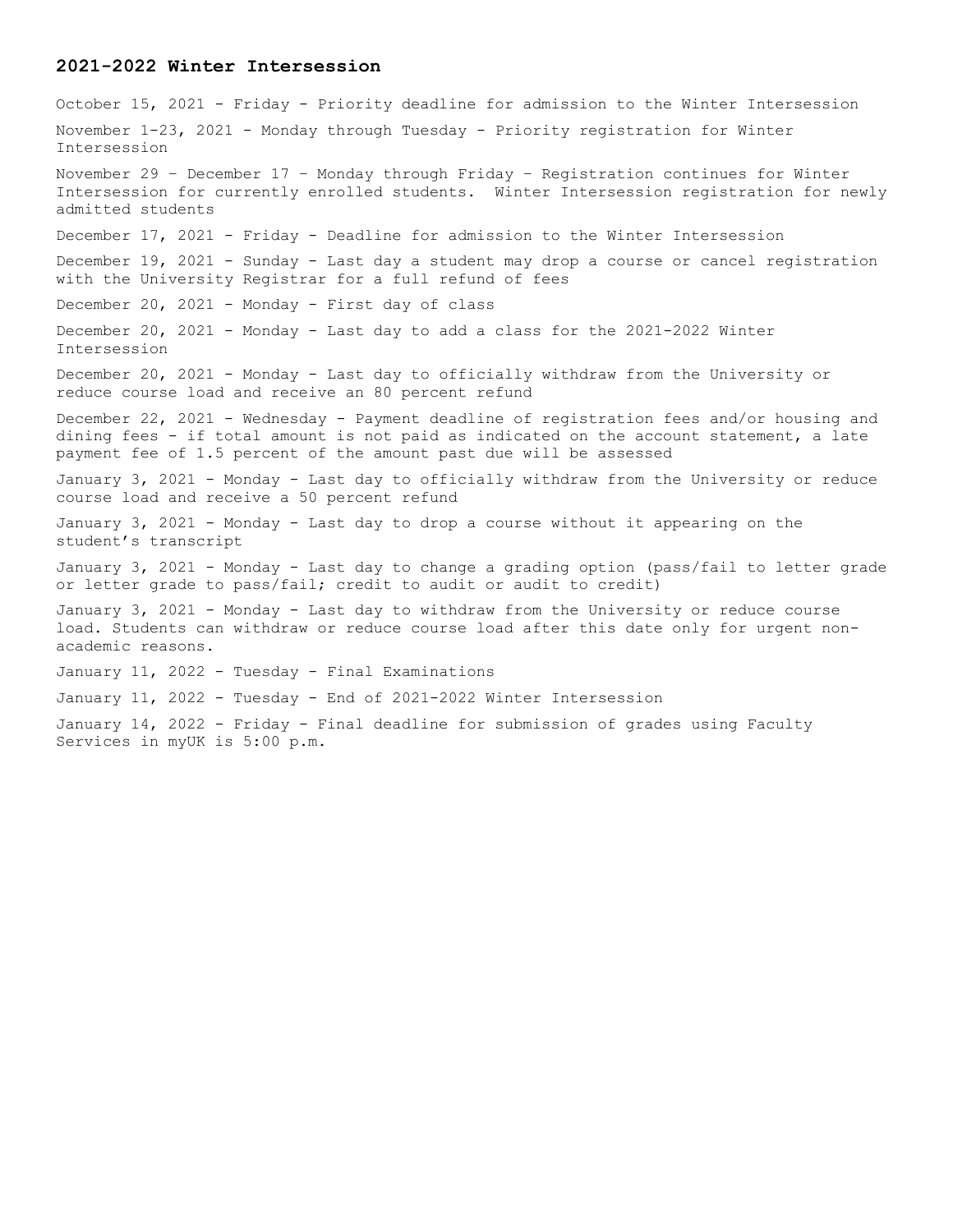## 2021-2022 Winter Intersession

October 15, 2021 - Friday - Priority deadline for admission to the Winter Intersession

November 1-23, 2021 - Monday through Tuesday - Priority registration for Winter Intersession

November 29 – December 17 – Monday through Friday – Registration continues for Winter Intersession for currently enrolled students. Winter Intersession registration for newly admitted students

December 17, 2021 - Friday - Deadline for admission to the Winter Intersession

December 19, 2021 - Sunday - Last day a student may drop a course or cancel registration with the University Registrar for a full refund of fees

December 20, 2021 - Monday - First day of class

December 20, 2021 - Monday - Last day to add a class for the 2021-2022 Winter Intersession

December 20, 2021 - Monday - Last day to officially withdraw from the University or reduce course load and receive an 80 percent refund

December 22, 2021 - Wednesday - Payment deadline of registration fees and/or housing and dining fees - if total amount is not paid as indicated on the account statement, a late payment fee of 1.5 percent of the amount past due will be assessed

January 3, 2021 - Monday - Last day to officially withdraw from the University or reduce course load and receive a 50 percent refund

January 3, 2021 - Monday - Last day to drop a course without it appearing on the student's transcript

January 3, 2021 - Monday - Last day to change a grading option (pass/fail to letter grade or letter grade to pass/fail; credit to audit or audit to credit)

January 3, 2021 - Monday - Last day to withdraw from the University or reduce course load. Students can withdraw or reduce course load after this date only for urgent non-academic reasons.

January 11, 2022 - Tuesday - Final Examinations

January 11, 2022 - Tuesday - End of 2021-2022 Winter Intersession

January 14, 2022 - Friday - Final deadline for submission of grades using Faculty Services in myUK is 5:00 p.m.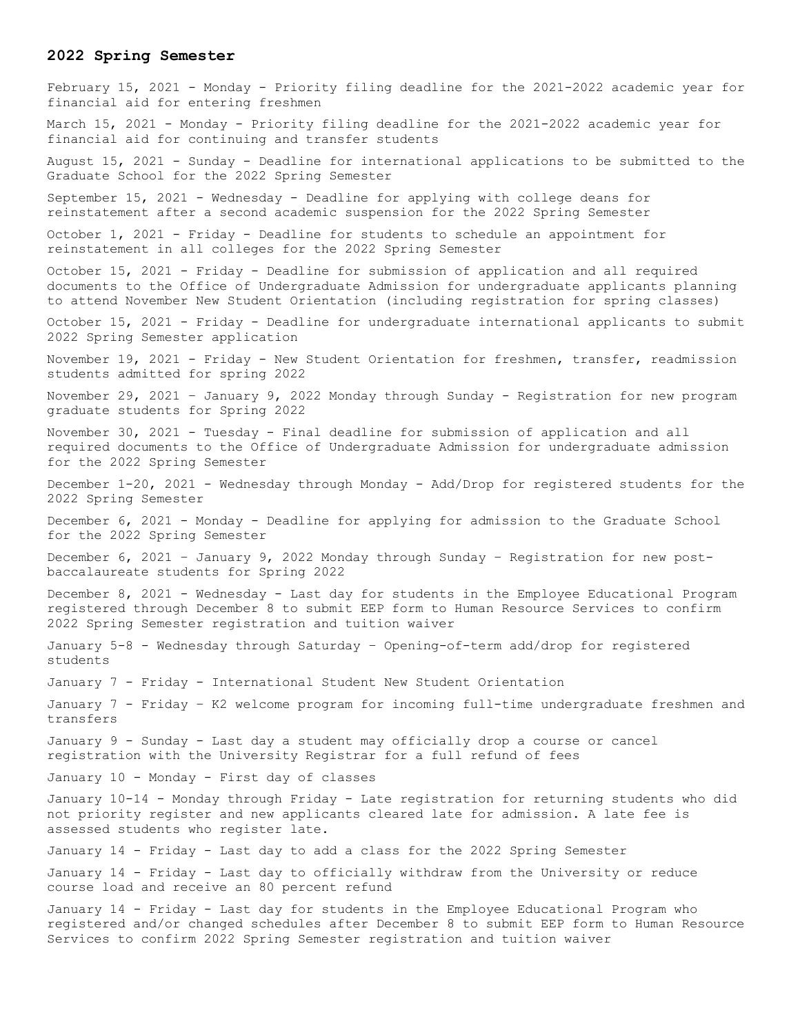## 2022 Spring Semester

February 15, 2021 - Monday - Priority filing deadline for the 2021-2022 academic year for financial aid for entering freshmen

March 15, 2021 - Monday - Priority filing deadline for the 2021-2022 academic year for financial aid for continuing and transfer students

August 15, 2021 - Sunday - Deadline for international applications to be submitted to the Graduate School for the 2022 Spring Semester

September 15, 2021 - Wednesday - Deadline for applying with college deans for reinstatement after a second academic suspension for the 2022 Spring Semester

October 1, 2021 - Friday - Deadline for students to schedule an appointment for reinstatement in all colleges for the 2022 Spring Semester

October 15, 2021 - Friday - Deadline for submission of application and all required documents to the Office of Undergraduate Admission for undergraduate applicants planning to attend November New Student Orientation (including registration for spring classes)

October 15, 2021 - Friday - Deadline for undergraduate international applicants to submit 2022 Spring Semester application

November 19, 2021 - Friday - New Student Orientation for freshmen, transfer, readmission students admitted for spring 2022

November 29, 2021 – January 9, 2022 Monday through Sunday - Registration for new program graduate students for Spring 2022

November 30, 2021 - Tuesday - Final deadline for submission of application and all required documents to the Office of Undergraduate Admission for undergraduate admission for the 2022 Spring Semester

December 1-20, 2021 - Wednesday through Monday - Add/Drop for registered students for the 2022 Spring Semester

December 6, 2021 - Monday - Deadline for applying for admission to the Graduate School for the 2022 Spring Semester

December 6, 2021 – January 9, 2022 Monday through Sunday – Registration for new post-baccalaureate students for Spring 2022

December 8, 2021 - Wednesday - Last day for students in the Employee Educational Program registered through December 8 to submit EEP form to Human Resource Services to confirm 2022 Spring Semester registration and tuition waiver

January 5-8 - Wednesday through Saturday – Opening-of-term add/drop for registered students

January 7 - Friday - International Student New Student Orientation

January 7 - Friday – K2 welcome program for incoming full-time undergraduate freshmen and transfers

January 9 - Sunday - Last day a student may officially drop a course or cancel registration with the University Registrar for a full refund of fees

January 10 - Monday - First day of classes

January 10-14 - Monday through Friday - Late registration for returning students who did not priority register and new applicants cleared late for admission. A late fee is assessed students who register late.

January 14 - Friday - Last day to add a class for the 2022 Spring Semester

January 14 - Friday - Last day to officially withdraw from the University or reduce course load and receive an 80 percent refund

January 14 - Friday - Last day for students in the Employee Educational Program who registered and/or changed schedules after December 8 to submit EEP form to Human Resource Services to confirm 2022 Spring Semester registration and tuition waiver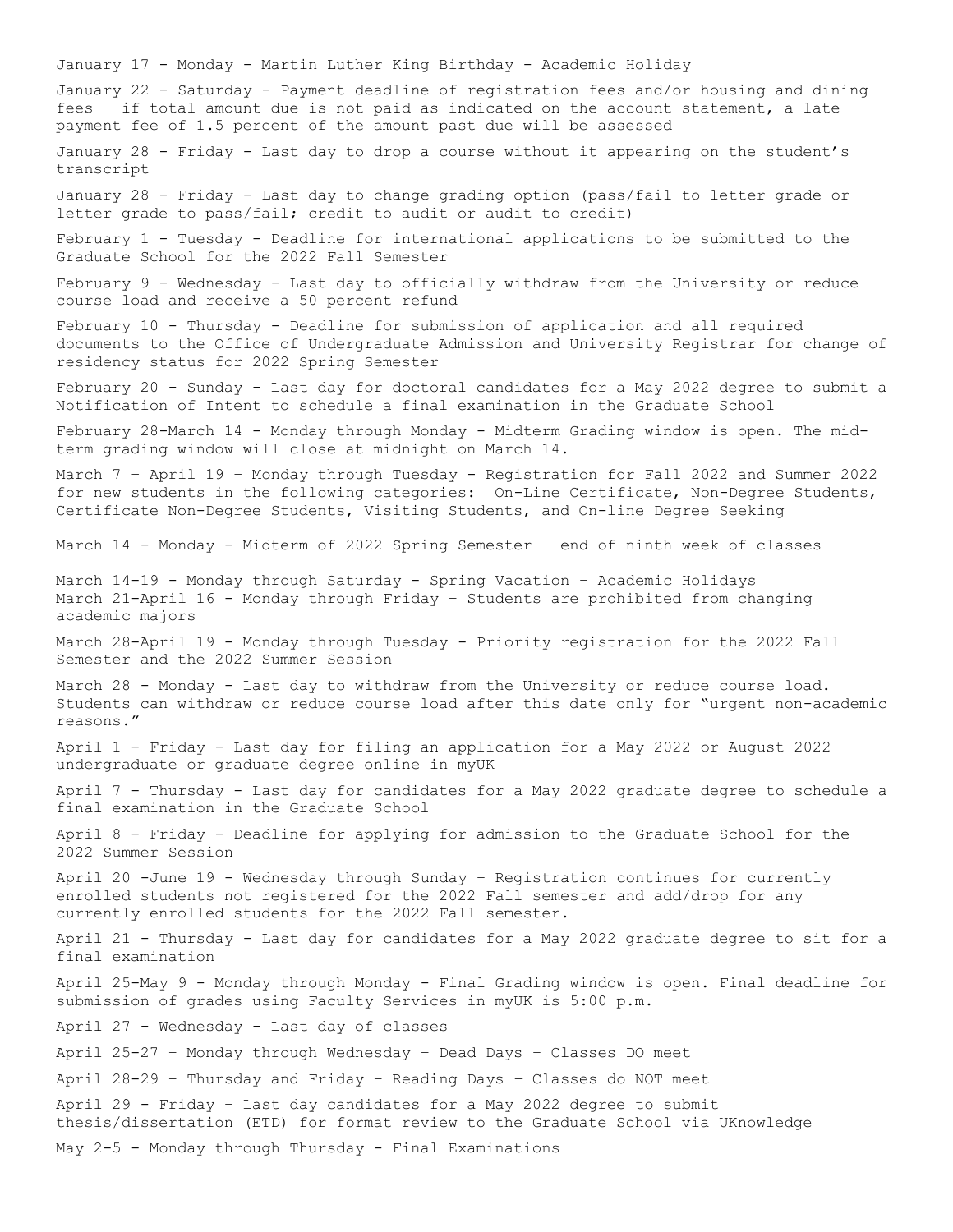January 17 - Monday - Martin Luther King Birthday - Academic Holiday

January 22 - Saturday - Payment deadline of registration fees and/or housing and dining fees – if total amount due is not paid as indicated on the account statement, a late payment fee of 1.5 percent of the amount past due will be assessed

January 28 - Friday - Last day to drop a course without it appearing on the student's transcript

January 28 - Friday - Last day to change grading option (pass/fail to letter grade or letter grade to pass/fail; credit to audit or audit to credit)

February 1 - Tuesday - Deadline for international applications to be submitted to the Graduate School for the 2022 Fall Semester

February 9 - Wednesday - Last day to officially withdraw from the University or reduce course load and receive a 50 percent refund

February 10 - Thursday - Deadline for submission of application and all required documents to the Office of Undergraduate Admission and University Registrar for change of residency status for 2022 Spring Semester

February 20 - Sunday - Last day for doctoral candidates for a May 2022 degree to submit a Notification of Intent to schedule a final examination in the Graduate School

February 28-March 14 - Monday through Monday - Midterm Grading window is open. The mid-term grading window will close at midnight on March 14.

March 7 – April 19 – Monday through Tuesday - Registration for Fall 2022 and Summer 2022 for new students in the following categories: On-Line Certificate, Non-Degree Students, Certificate Non-Degree Students, Visiting Students, and On-line Degree Seeking

March 14 - Monday - Midterm of 2022 Spring Semester – end of ninth week of classes

March 14-19 - Monday through Saturday - Spring Vacation – Academic Holidays

March 21-April 16 - Monday through Friday – Students are prohibited from changing academic majors

March 28-April 19 - Monday through Tuesday - Priority registration for the 2022 Fall Semester and the 2022 Summer Session

March 28 - Monday - Last day to withdraw from the University or reduce course load. Students can withdraw or reduce course load after this date only for "urgent non-academic reasons."

April 1 - Friday - Last day for filing an application for a May 2022 or August 2022 undergraduate or graduate degree online in myUK

April 7 - Thursday - Last day for candidates for a May 2022 graduate degree to schedule a final examination in the Graduate School

April 8 - Friday - Deadline for applying for admission to the Graduate School for the 2022 Summer Session

April 20 -June 19 - Wednesday through Sunday – Registration continues for currently enrolled students not registered for the 2022 Fall semester and add/drop for any currently enrolled students for the 2022 Fall semester.

April 21 - Thursday - Last day for candidates for a May 2022 graduate degree to sit for a final examination

April 25-May 9 - Monday through Monday - Final Grading window is open. Final deadline for submission of grades using Faculty Services in myUK is 5:00 p.m.

April 27 - Wednesday - Last day of classes

April 25-27 – Monday through Wednesday – Dead Days – Classes DO meet

April 28-29 – Thursday and Friday – Reading Days – Classes do NOT meet

April 29 - Friday – Last day candidates for a May 2022 degree to submit thesis/dissertation (ETD) for format review to the Graduate School via UKnowledge

May 2-5 - Monday through Thursday - Final Examinations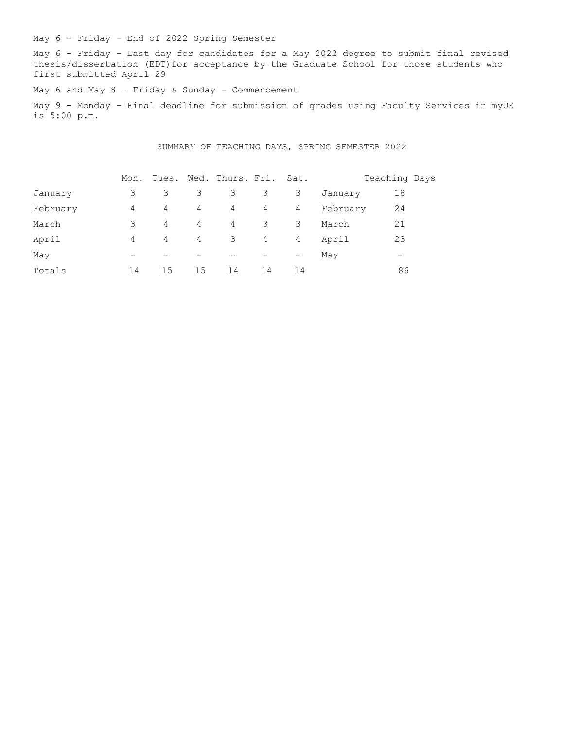May 6 - Friday - End of 2022 Spring Semester

May 6 - Friday – Last day for candidates for a May 2022 degree to submit final revised thesis/dissertation (EDT)for acceptance by the Graduate School for those students who first submitted April 29

May 6 and May 8 – Friday & Sunday - Commencement

May 9 - Monday – Final deadline for submission of grades using Faculty Services in myUK is 5:00 p.m.

SUMMARY OF TEACHING DAYS, SPRING SEMESTER 2022

| | Mon. | Tues. | Wed. | Thurs. | Fri. | Sat. | Teaching Days | |
|---|---|---|---|---|---|---|---|---|
| January | 3 | 3 | 3 | 3 | 3 | 3 | January | 18 |
| February | 4 | 4 | 4 | 4 | 4 | 4 | February | 24 |
| March | 3 | 4 | 4 | 4 | 3 | 3 | March | 21 |
| April | 4 | 4 | 4 | 3 | 4 | 4 | April | 23 |
| May | - | - | - | - | - | - | May | - |
| Totals | 14 | 15 | 15 | 14 | 14 | 14 | | 86 |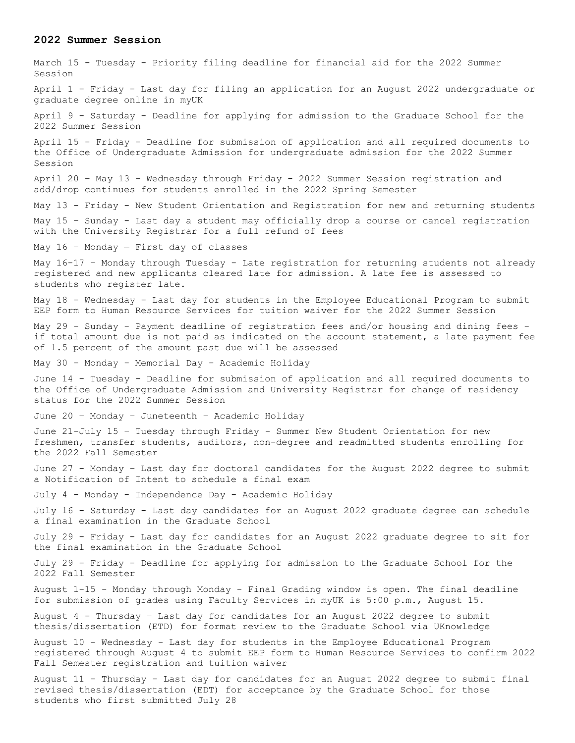## 2022 Summer Session

March 15 - Tuesday - Priority filing deadline for financial aid for the 2022 Summer Session

April 1 - Friday - Last day for filing an application for an August 2022 undergraduate or graduate degree online in myUK

April 9 - Saturday - Deadline for applying for admission to the Graduate School for the 2022 Summer Session

April 15 - Friday - Deadline for submission of application and all required documents to the Office of Undergraduate Admission for undergraduate admission for the 2022 Summer Session

April 20 – May 13 – Wednesday through Friday - 2022 Summer Session registration and add/drop continues for students enrolled in the 2022 Spring Semester

May 13 - Friday - New Student Orientation and Registration for new and returning students

May 15 – Sunday - Last day a student may officially drop a course or cancel registration with the University Registrar for a full refund of fees

May 16 – Monday – First day of classes

May 16-17 – Monday through Tuesday - Late registration for returning students not already registered and new applicants cleared late for admission. A late fee is assessed to students who register late.

May 18 - Wednesday - Last day for students in the Employee Educational Program to submit EEP form to Human Resource Services for tuition waiver for the 2022 Summer Session

May 29 - Sunday - Payment deadline of registration fees and/or housing and dining fees - if total amount due is not paid as indicated on the account statement, a late payment fee of 1.5 percent of the amount past due will be assessed

May 30 - Monday - Memorial Day - Academic Holiday

June 14 - Tuesday - Deadline for submission of application and all required documents to the Office of Undergraduate Admission and University Registrar for change of residency status for the 2022 Summer Session

June 20 – Monday – Juneteenth – Academic Holiday

June 21-July 15 – Tuesday through Friday - Summer New Student Orientation for new freshmen, transfer students, auditors, non-degree and readmitted students enrolling for the 2022 Fall Semester

June 27 - Monday – Last day for doctoral candidates for the August 2022 degree to submit a Notification of Intent to schedule a final exam

July 4 - Monday - Independence Day - Academic Holiday

July 16 - Saturday - Last day candidates for an August 2022 graduate degree can schedule a final examination in the Graduate School

July 29 - Friday - Last day for candidates for an August 2022 graduate degree to sit for the final examination in the Graduate School

July 29 - Friday - Deadline for applying for admission to the Graduate School for the 2022 Fall Semester

August 1-15 - Monday through Monday - Final Grading window is open. The final deadline for submission of grades using Faculty Services in myUK is 5:00 p.m., August 15.

August 4 - Thursday – Last day for candidates for an August 2022 degree to submit thesis/dissertation (ETD) for format review to the Graduate School via UKnowledge

August 10 - Wednesday - Last day for students in the Employee Educational Program registered through August 4 to submit EEP form to Human Resource Services to confirm 2022 Fall Semester registration and tuition waiver

August 11 - Thursday - Last day for candidates for an August 2022 degree to submit final revised thesis/dissertation (EDT) for acceptance by the Graduate School for those students who first submitted July 28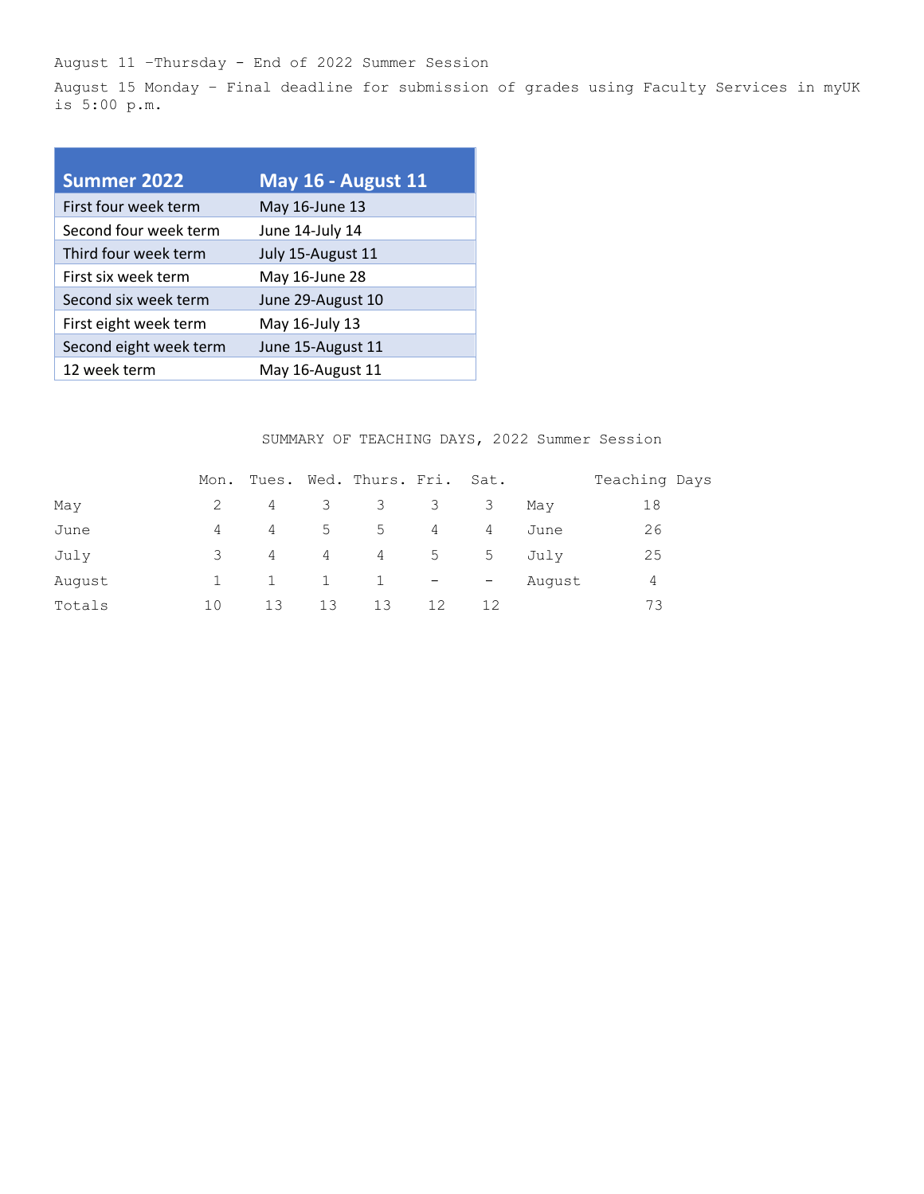August 11 –Thursday - End of 2022 Summer Session

August 15 Monday – Final deadline for submission of grades using Faculty Services in myUK is 5:00 p.m.

| Summer 2022 | May 16 - August 11 |
|---|---|
| First four week term | May 16-June 13 |
| Second four week term | June 14-July 14 |
| Third four week term | July 15-August 11 |
| First six week term | May 16-June 28 |
| Second six week term | June 29-August 10 |
| First eight week term | May 16-July 13 |
| Second eight week term | June 15-August 11 |
| 12 week term | May 16-August 11 |

SUMMARY OF TEACHING DAYS, 2022 Summer Session

| | Mon. | Tues. | Wed. | Thurs. | Fri. | Sat. | | Teaching Days |
|---|---|---|---|---|---|---|---|---|
| May | 2 | 4 | 3 | 3 | 3 | 3 | May | 18 |
| June | 4 | 4 | 5 | 5 | 4 | 4 | June | 26 |
| July | 3 | 4 | 4 | 4 | 5 | 5 | July | 25 |
| August | 1 | 1 | 1 | 1 | - | - | August | 4 |
| Totals | 10 | 13 | 13 | 13 | 12 | 12 | | 73 |